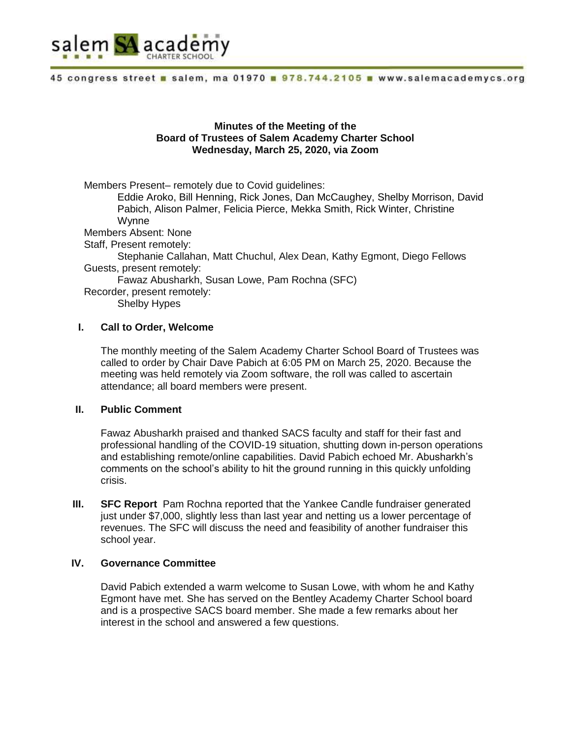salem SA academy CHARTER SCHOOL

45 congress street ■ salem, ma 01970 ■ 978.744.2105 ■ www.salemacademycs.org

**Minutes of the Meeting of the**
**Board of Trustees of Salem Academy Charter School**
**Wednesday, March 25, 2020, via Zoom**

Members Present– remotely due to Covid guidelines:
Eddie Aroko, Bill Henning, Rick Jones, Dan McCaughey, Shelby Morrison, David Pabich, Alison Palmer, Felicia Pierce, Mekka Smith, Rick Winter, Christine Wynne

Members Absent: None

Staff, Present remotely:
Stephanie Callahan, Matt Chuchul, Alex Dean, Kathy Egmont, Diego Fellows

Guests, present remotely:
Fawaz Abusharkh, Susan Lowe, Pam Rochna (SFC)

Recorder, present remotely:
Shelby Hypes

**I. Call to Order, Welcome**

The monthly meeting of the Salem Academy Charter School Board of Trustees was called to order by Chair Dave Pabich at 6:05 PM on March 25, 2020. Because the meeting was held remotely via Zoom software, the roll was called to ascertain attendance; all board members were present.

**II. Public Comment**

Fawaz Abusharkh praised and thanked SACS faculty and staff for their fast and professional handling of the COVID-19 situation, shutting down in-person operations and establishing remote/online capabilities. David Pabich echoed Mr. Abusharkh's comments on the school's ability to hit the ground running in this quickly unfolding crisis.

**III. SFC Report** Pam Rochna reported that the Yankee Candle fundraiser generated just under $7,000, slightly less than last year and netting us a lower percentage of revenues. The SFC will discuss the need and feasibility of another fundraiser this school year.

**IV. Governance Committee**

David Pabich extended a warm welcome to Susan Lowe, with whom he and Kathy Egmont have met. She has served on the Bentley Academy Charter School board and is a prospective SACS board member. She made a few remarks about her interest in the school and answered a few questions.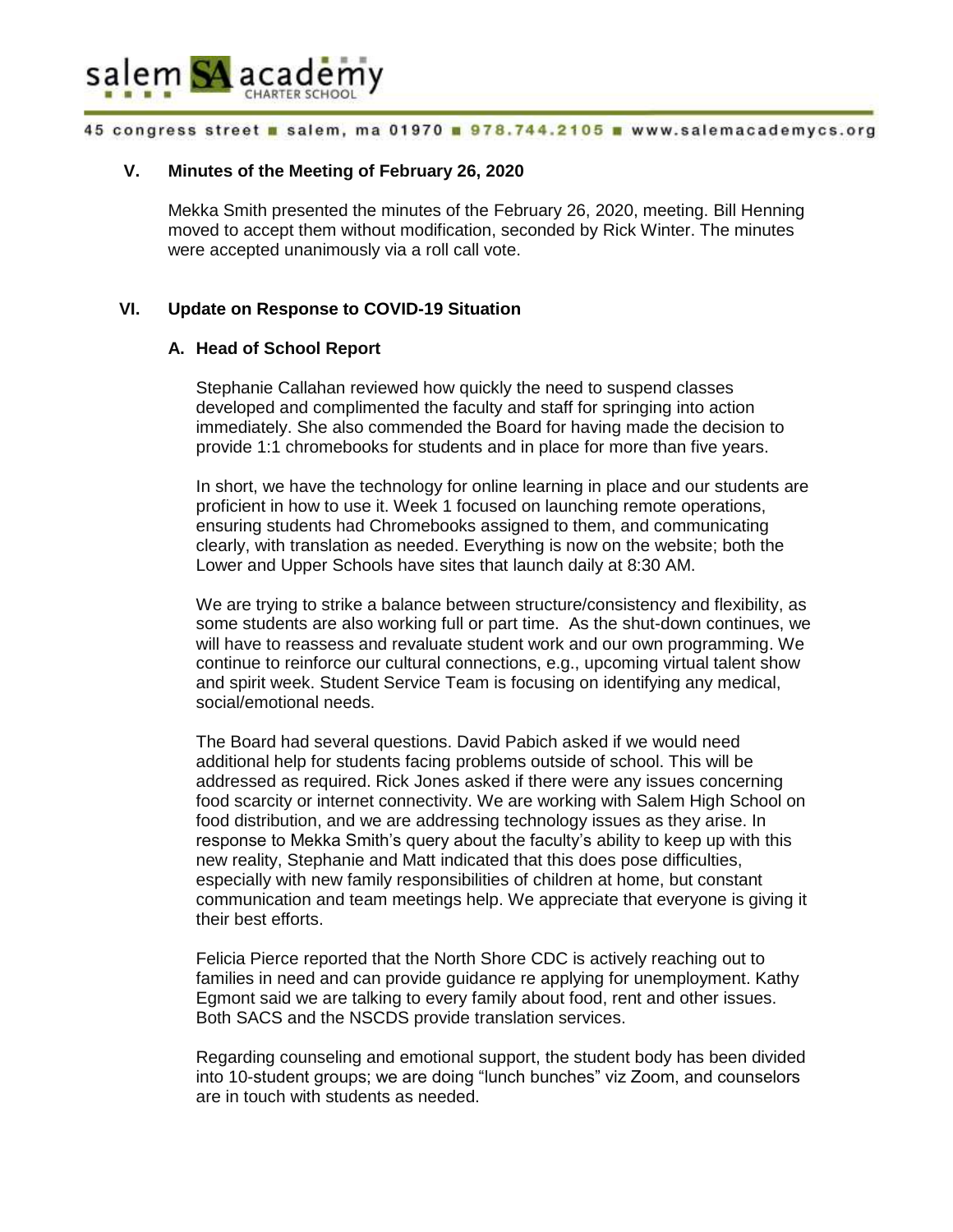### V. Minutes of the Meeting of February 26, 2020

Mekka Smith presented the minutes of the February 26, 2020, meeting. Bill Henning moved to accept them without modification, seconded by Rick Winter. The minutes were accepted unanimously via a roll call vote.

### VI. Update on Response to COVID-19 Situation

#### A. Head of School Report

Stephanie Callahan reviewed how quickly the need to suspend classes developed and complimented the faculty and staff for springing into action immediately. She also commended the Board for having made the decision to provide 1:1 chromebooks for students and in place for more than five years.

In short, we have the technology for online learning in place and our students are proficient in how to use it. Week 1 focused on launching remote operations, ensuring students had Chromebooks assigned to them, and communicating clearly, with translation as needed. Everything is now on the website; both the Lower and Upper Schools have sites that launch daily at 8:30 AM.

We are trying to strike a balance between structure/consistency and flexibility, as some students are also working full or part time. As the shut-down continues, we will have to reassess and revaluate student work and our own programming. We continue to reinforce our cultural connections, e.g., upcoming virtual talent show and spirit week. Student Service Team is focusing on identifying any medical, social/emotional needs.

The Board had several questions. David Pabich asked if we would need additional help for students facing problems outside of school. This will be addressed as required. Rick Jones asked if there were any issues concerning food scarcity or internet connectivity. We are working with Salem High School on food distribution, and we are addressing technology issues as they arise. In response to Mekka Smith's query about the faculty's ability to keep up with this new reality, Stephanie and Matt indicated that this does pose difficulties, especially with new family responsibilities of children at home, but constant communication and team meetings help. We appreciate that everyone is giving it their best efforts.

Felicia Pierce reported that the North Shore CDC is actively reaching out to families in need and can provide guidance re applying for unemployment. Kathy Egmont said we are talking to every family about food, rent and other issues. Both SACS and the NSCDS provide translation services.

Regarding counseling and emotional support, the student body has been divided into 10-student groups; we are doing "lunch bunches" viz Zoom, and counselors are in touch with students as needed.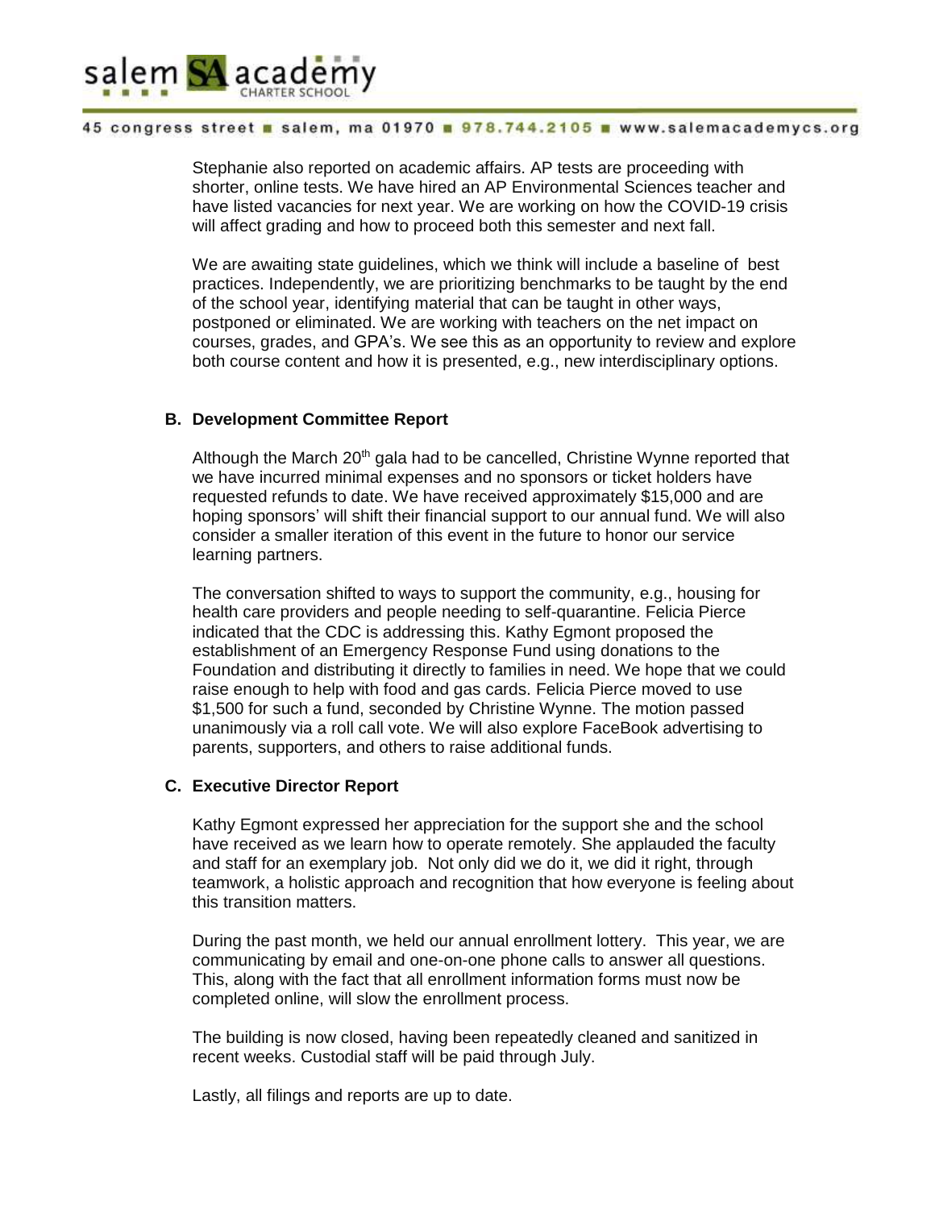Stephanie also reported on academic affairs. AP tests are proceeding with shorter, online tests. We have hired an AP Environmental Sciences teacher and have listed vacancies for next year. We are working on how the COVID-19 crisis will affect grading and how to proceed both this semester and next fall.

We are awaiting state guidelines, which we think will include a baseline of best practices. Independently, we are prioritizing benchmarks to be taught by the end of the school year, identifying material that can be taught in other ways, postponed or eliminated. We are working with teachers on the net impact on courses, grades, and GPA's. We see this as an opportunity to review and explore both course content and how it is presented, e.g., new interdisciplinary options.

### B. Development Committee Report

Although the March 20th gala had to be cancelled, Christine Wynne reported that we have incurred minimal expenses and no sponsors or ticket holders have requested refunds to date. We have received approximately $15,000 and are hoping sponsors' will shift their financial support to our annual fund. We will also consider a smaller iteration of this event in the future to honor our service learning partners.

The conversation shifted to ways to support the community, e.g., housing for health care providers and people needing to self-quarantine. Felicia Pierce indicated that the CDC is addressing this. Kathy Egmont proposed the establishment of an Emergency Response Fund using donations to the Foundation and distributing it directly to families in need. We hope that we could raise enough to help with food and gas cards. Felicia Pierce moved to use $1,500 for such a fund, seconded by Christine Wynne. The motion passed unanimously via a roll call vote. We will also explore FaceBook advertising to parents, supporters, and others to raise additional funds.

### C. Executive Director Report

Kathy Egmont expressed her appreciation for the support she and the school have received as we learn how to operate remotely. She applauded the faculty and staff for an exemplary job. Not only did we do it, we did it right, through teamwork, a holistic approach and recognition that how everyone is feeling about this transition matters.

During the past month, we held our annual enrollment lottery. This year, we are communicating by email and one-on-one phone calls to answer all questions. This, along with the fact that all enrollment information forms must now be completed online, will slow the enrollment process.

The building is now closed, having been repeatedly cleaned and sanitized in recent weeks. Custodial staff will be paid through July.

Lastly, all filings and reports are up to date.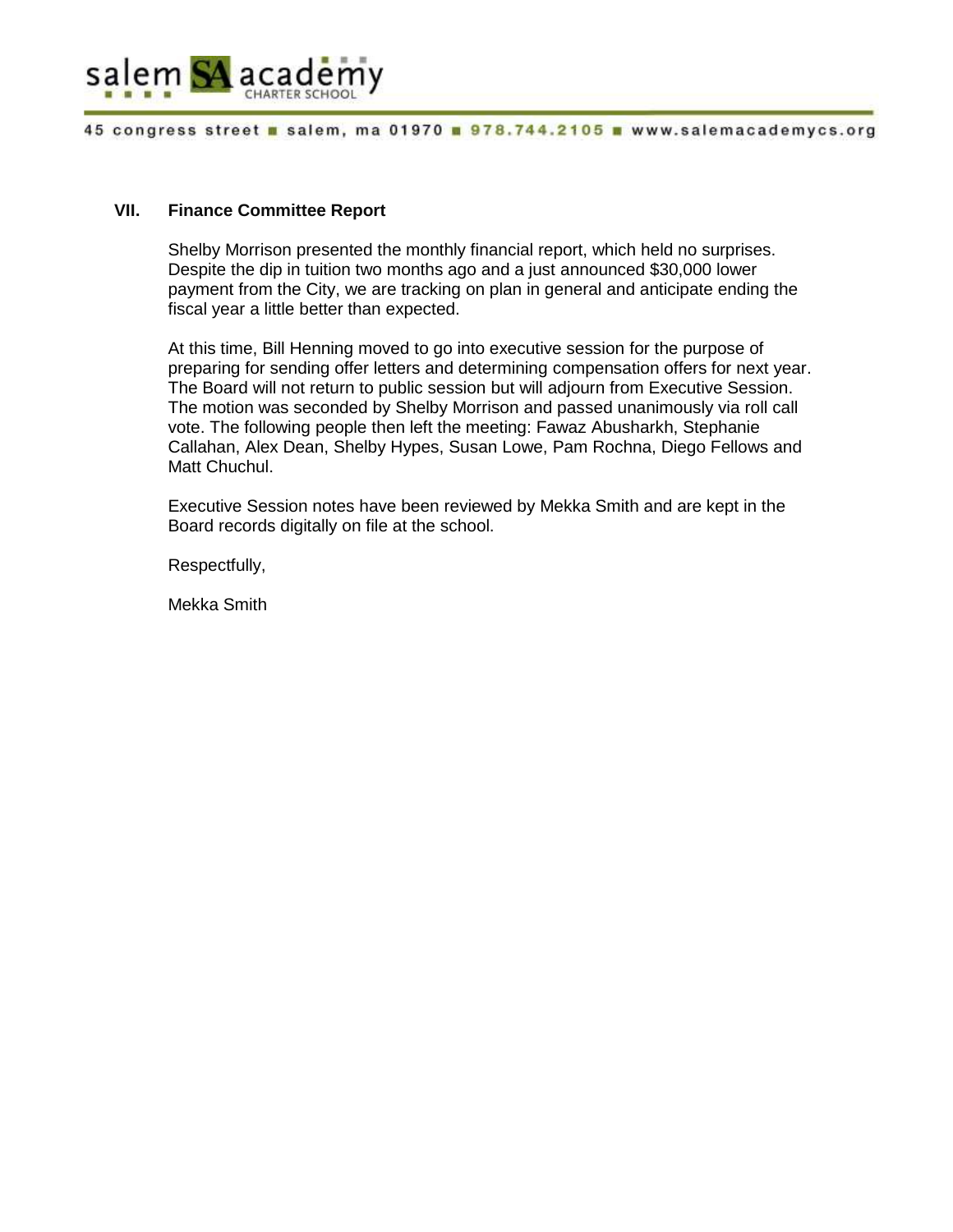### VII. Finance Committee Report

Shelby Morrison presented the monthly financial report, which held no surprises. Despite the dip in tuition two months ago and a just announced $30,000 lower payment from the City, we are tracking on plan in general and anticipate ending the fiscal year a little better than expected.

At this time, Bill Henning moved to go into executive session for the purpose of preparing for sending offer letters and determining compensation offers for next year. The Board will not return to public session but will adjourn from Executive Session. The motion was seconded by Shelby Morrison and passed unanimously via roll call vote. The following people then left the meeting: Fawaz Abusharkh, Stephanie Callahan, Alex Dean, Shelby Hypes, Susan Lowe, Pam Rochna, Diego Fellows and Matt Chuchul.

Executive Session notes have been reviewed by Mekka Smith and are kept in the Board records digitally on file at the school.

Respectfully,

Mekka Smith